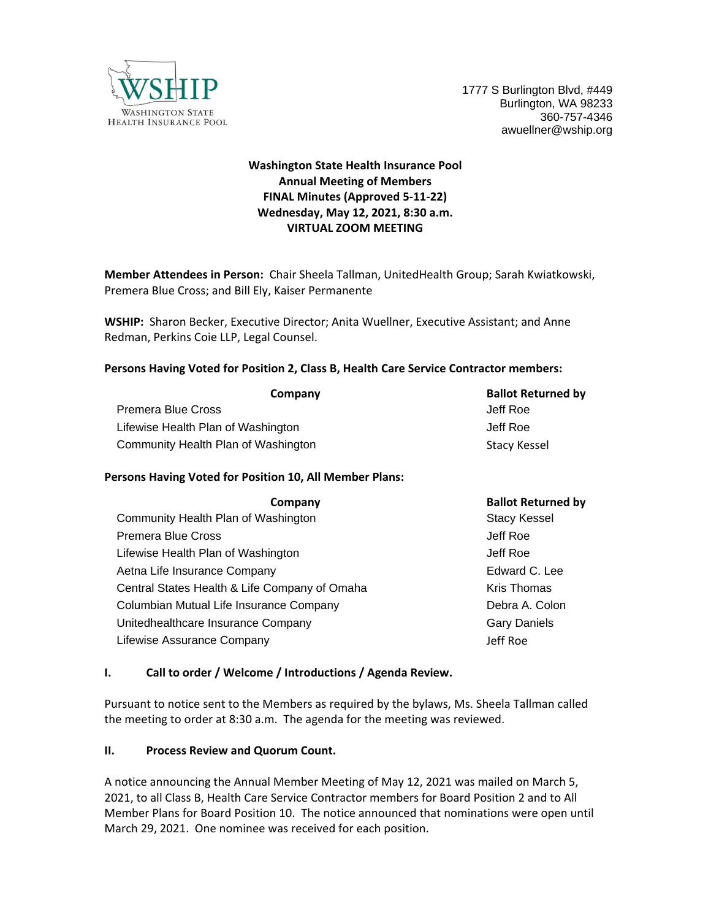WSHIP
WASHINGTON STATE
HEALTH INSURANCE POOL

1777 S Burlington Blvd, #449
Burlington, WA 98233
360-757-4346
awuellner@wship.org

**Washington State Health Insurance Pool**
**Annual Meeting of Members**
**FINAL Minutes (Approved 5-11-22)**
**Wednesday, May 12, 2021, 8:30 a.m.**
**VIRTUAL ZOOM MEETING**

**Member Attendees in Person:** Chair Sheela Tallman, UnitedHealth Group; Sarah Kwiatkowski, Premera Blue Cross; and Bill Ely, Kaiser Permanente

**WSHIP:** Sharon Becker, Executive Director; Anita Wuellner, Executive Assistant; and Anne Redman, Perkins Coie LLP, Legal Counsel.

**Persons Having Voted for Position 2, Class B, Health Care Service Contractor members:**

| Company | Ballot Returned by |
|---|---|
| Premera Blue Cross | Jeff Roe |
| Lifewise Health Plan of Washington | Jeff Roe |
| Community Health Plan of Washington | Stacy Kessel |

**Persons Having Voted for Position 10, All Member Plans:**

| Company | Ballot Returned by |
|---|---|
| Community Health Plan of Washington | Stacy Kessel |
| Premera Blue Cross | Jeff Roe |
| Lifewise Health Plan of Washington | Jeff Roe |
| Aetna Life Insurance Company | Edward C. Lee |
| Central States Health & Life Company of Omaha | Kris Thomas |
| Columbian Mutual Life Insurance Company | Debra A. Colon |
| Unitedhealthcare Insurance Company | Gary Daniels |
| Lifewise Assurance Company | Jeff Roe |

## I. Call to order / Welcome / Introductions / Agenda Review.

Pursuant to notice sent to the Members as required by the bylaws, Ms. Sheela Tallman called the meeting to order at 8:30 a.m. The agenda for the meeting was reviewed.

## II. Process Review and Quorum Count.

A notice announcing the Annual Member Meeting of May 12, 2021 was mailed on March 5, 2021, to all Class B, Health Care Service Contractor members for Board Position 2 and to All Member Plans for Board Position 10. The notice announced that nominations were open until March 29, 2021. One nominee was received for each position.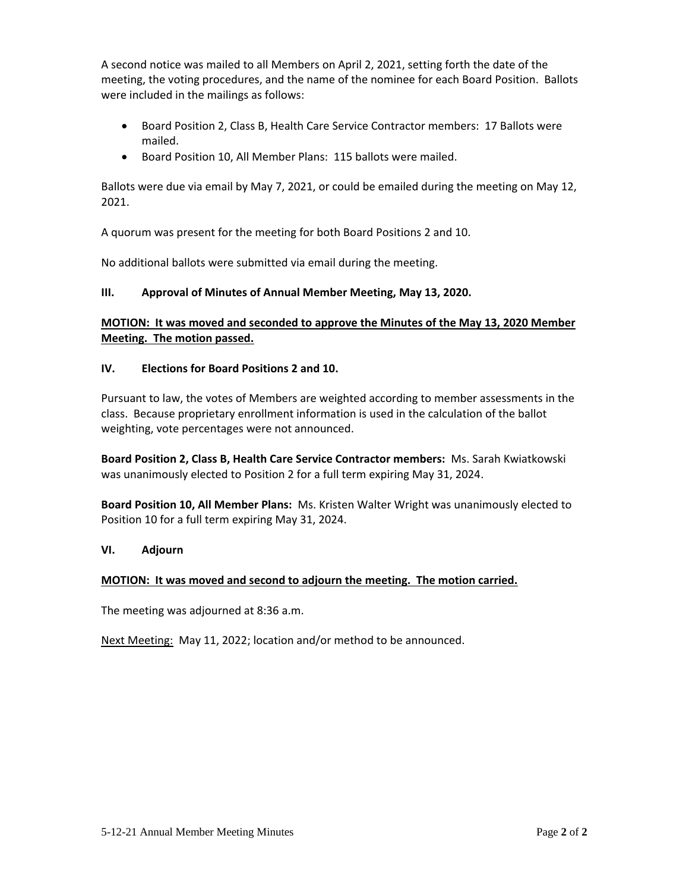A second notice was mailed to all Members on April 2, 2021, setting forth the date of the meeting, the voting procedures, and the name of the nominee for each Board Position. Ballots were included in the mailings as follows:

- Board Position 2, Class B, Health Care Service Contractor members: 17 Ballots were mailed.
- Board Position 10, All Member Plans: 115 ballots were mailed.

Ballots were due via email by May 7, 2021, or could be emailed during the meeting on May 12, 2021.

A quorum was present for the meeting for both Board Positions 2 and 10.

No additional ballots were submitted via email during the meeting.

### III. Approval of Minutes of Annual Member Meeting, May 13, 2020.

**MOTION: It was moved and seconded to approve the Minutes of the May 13, 2020 Member Meeting. The motion passed.**

### IV. Elections for Board Positions 2 and 10.

Pursuant to law, the votes of Members are weighted according to member assessments in the class. Because proprietary enrollment information is used in the calculation of the ballot weighting, vote percentages were not announced.

**Board Position 2, Class B, Health Care Service Contractor members:** Ms. Sarah Kwiatkowski was unanimously elected to Position 2 for a full term expiring May 31, 2024.

**Board Position 10, All Member Plans:** Ms. Kristen Walter Wright was unanimously elected to Position 10 for a full term expiring May 31, 2024.

### VI. Adjourn

**MOTION: It was moved and second to adjourn the meeting. The motion carried.**

The meeting was adjourned at 8:36 a.m.

Next Meeting: May 11, 2022; location and/or method to be announced.